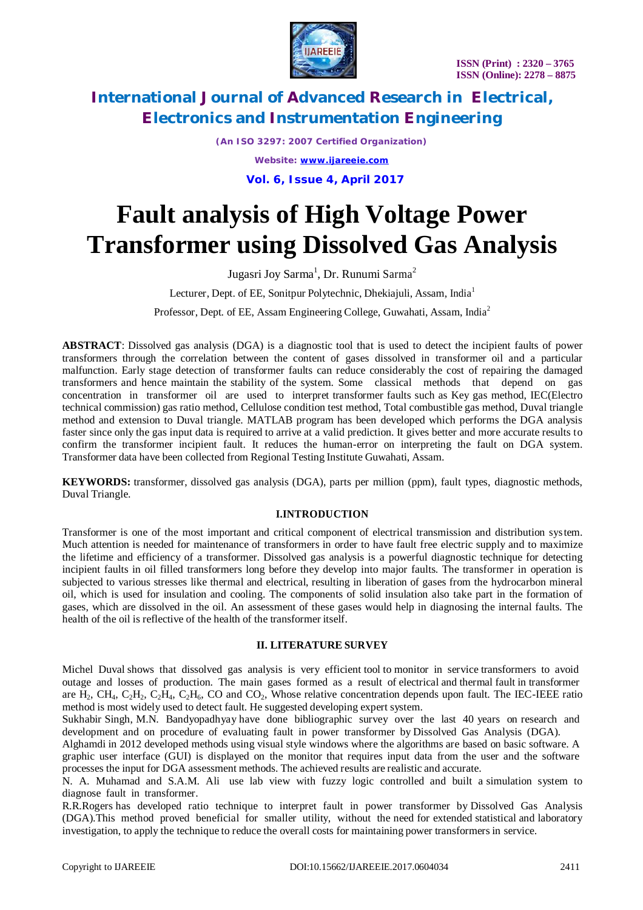# Fault analysis of High Voltage Power Transformer using Dissolved Gas Analysis

Jugasri Joy Sarma[1], Dr. Runumi Sarma[2]

Lecturer, Dept. of EE, Sonitpur Polytechnic, Dhekiajuli, Assam, India[1]

Professor, Dept. of EE, Assam Engineering College, Guwahati, Assam, India[2]

**ABSTRACT**: Dissolved gas analysis (DGA) is a diagnostic tool that is used to detect the incipient faults of power transformers through the correlation between the content of gases dissolved in transformer oil and a particular malfunction. Early stage detection of transformer faults can reduce considerably the cost of repairing the damaged transformers and hence maintain the stability of the system. Some classical methods that depend on gas concentration in transformer oil are used to interpret transformer faults such as Key gas method, IEC(Electro technical commission) gas ratio method, Cellulose condition test method, Total combustible gas method, Duval triangle method and extension to Duval triangle. MATLAB program has been developed which performs the DGA analysis faster since only the gas input data is required to arrive at a valid prediction. It gives better and more accurate results to confirm the transformer incipient fault. It reduces the human-error on interpreting the fault on DGA system. Transformer data have been collected from Regional Testing Institute Guwahati, Assam.

**KEYWORDS:** transformer, dissolved gas analysis (DGA), parts per million (ppm), fault types, diagnostic methods, Duval Triangle.

## I.INTRODUCTION

Transformer is one of the most important and critical component of electrical transmission and distribution system. Much attention is needed for maintenance of transformers in order to have fault free electric supply and to maximize the lifetime and efficiency of a transformer. Dissolved gas analysis is a powerful diagnostic technique for detecting incipient faults in oil filled transformers long before they develop into major faults. The transformer in operation is subjected to various stresses like thermal and electrical, resulting in liberation of gases from the hydrocarbon mineral oil, which is used for insulation and cooling. The components of solid insulation also take part in the formation of gases, which are dissolved in the oil. An assessment of these gases would help in diagnosing the internal faults. The health of the oil is reflective of the health of the transformer itself.

## II. LITERATURE SURVEY

Michel Duval shows that dissolved gas analysis is very efficient tool to monitor in service transformers to avoid outage and losses of production. The main gases formed as a result of electrical and thermal fault in transformer are $H_2$, $CH_4$, $C_2H_2$, $C_2H_4$, $C_2H_6$, CO and $CO_2$, Whose relative concentration depends upon fault. The IEC-IEEE ratio method is most widely used to detect fault. He suggested developing expert system.

Sukhabir Singh, M.N. Bandyopadhyay have done bibliographic survey over the last 40 years on research and development and on procedure of evaluating fault in power transformer by Dissolved Gas Analysis (DGA).

Alghamdi in 2012 developed methods using visual style windows where the algorithms are based on basic software. A graphic user interface (GUI) is displayed on the monitor that requires input data from the user and the software processes the input for DGA assessment methods. The achieved results are realistic and accurate.

N. A. Muhamad and S.A.M. Ali use lab view with fuzzy logic controlled and built a simulation system to diagnose fault in transformer.

R.R.Rogers has developed ratio technique to interpret fault in power transformer by Dissolved Gas Analysis (DGA).This method proved beneficial for smaller utility, without the need for extended statistical and laboratory investigation, to apply the technique to reduce the overall costs for maintaining power transformers in service.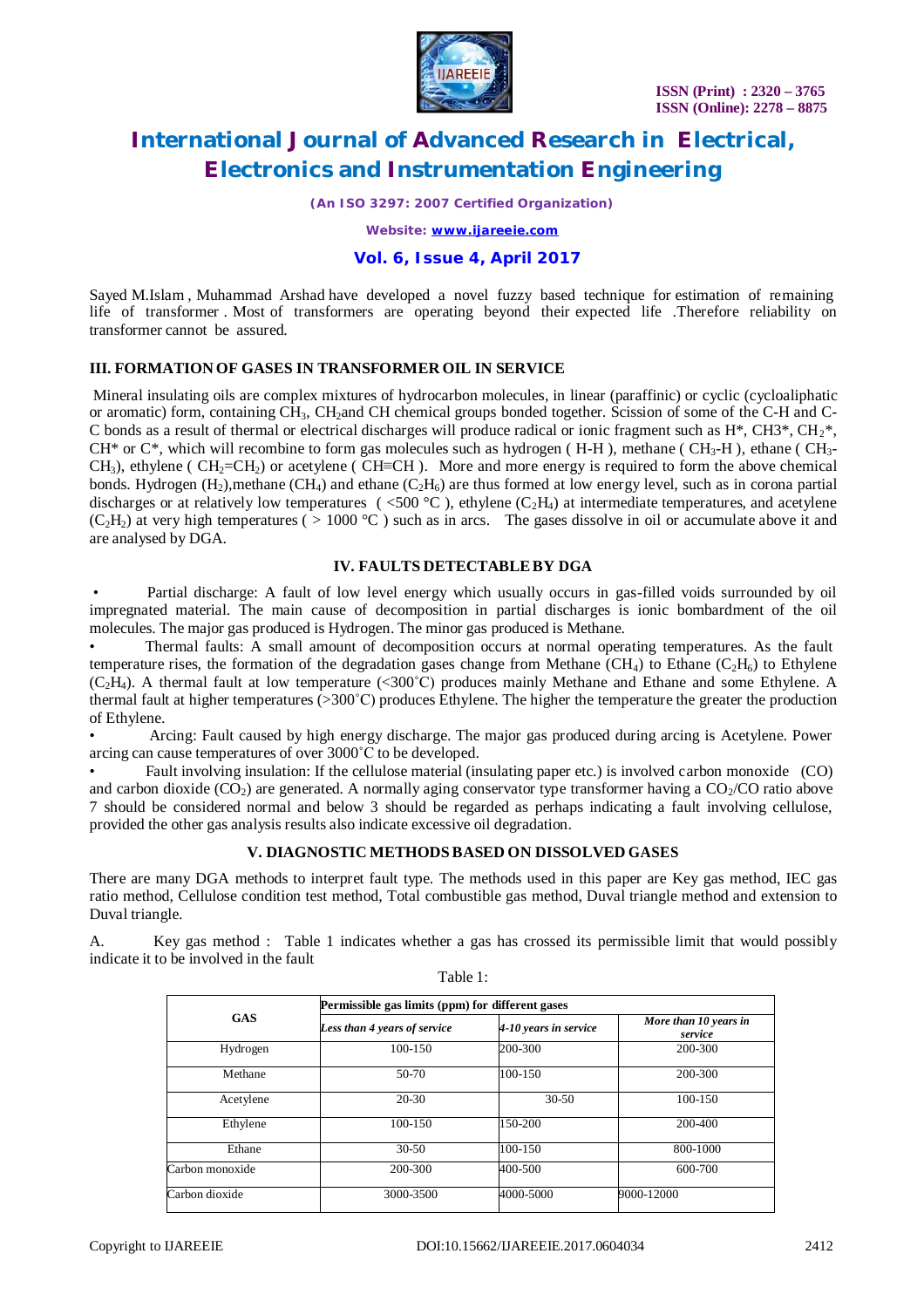Sayed M.Islam , Muhammad Arshad have developed a novel fuzzy based technique for estimation of remaining life of transformer . Most of transformers are operating beyond their expected life .Therefore reliability on transformer cannot be assured.

### III. FORMATION OF GASES IN TRANSFORMER OIL IN SERVICE

Mineral insulating oils are complex mixtures of hydrocarbon molecules, in linear (paraffinic) or cyclic (cycloaliphatic or aromatic) form, containing $CH_3$, $CH_2$and CH chemical groups bonded together. Scission of some of the C-H and C-C bonds as a result of thermal or electrical discharges will produce radical or ionic fragment such as H*, CH3*, $CH_2$*, CH* or C*, which will recombine to form gas molecules such as hydrogen ( H-H ), methane ( $CH_3$-H ), ethane ( $CH_3$-$CH_3$), ethylene ( $CH_2$=$CH_2$) or acetylene ( CH≡CH ). More and more energy is required to form the above chemical bonds. Hydrogen ($H_2$),methane ($CH_4$) and ethane ($C_2H_6$) are thus formed at low energy level, such as in corona partial discharges or at relatively low temperatures ( <500 °C ), ethylene ($C_2H_4$) at intermediate temperatures, and acetylene ($C_2H_2$) at very high temperatures ( > 1000 °C ) such as in arcs. The gases dissolve in oil or accumulate above it and are analysed by DGA.

### IV. FAULTS DETECTABLE BY DGA

- Partial discharge: A fault of low level energy which usually occurs in gas-filled voids surrounded by oil impregnated material. The main cause of decomposition in partial discharges is ionic bombardment of the oil molecules. The major gas produced is Hydrogen. The minor gas produced is Methane.
- Thermal faults: A small amount of decomposition occurs at normal operating temperatures. As the fault temperature rises, the formation of the degradation gases change from Methane ($CH_4$) to Ethane ($C_2H_6$) to Ethylene ($C_2H_4$). A thermal fault at low temperature (<300˚C) produces mainly Methane and Ethane and some Ethylene. A thermal fault at higher temperatures (>300˚C) produces Ethylene. The higher the temperature the greater the production of Ethylene.
- Arcing: Fault caused by high energy discharge. The major gas produced during arcing is Acetylene. Power arcing can cause temperatures of over 3000˚C to be developed.
- Fault involving insulation: If the cellulose material (insulating paper etc.) is involved carbon monoxide (CO) and carbon dioxide ($CO_2$) are generated. A normally aging conservator type transformer having a $CO_2$/CO ratio above 7 should be considered normal and below 3 should be regarded as perhaps indicating a fault involving cellulose, provided the other gas analysis results also indicate excessive oil degradation.

### V. DIAGNOSTIC METHODS BASED ON DISSOLVED GASES

There are many DGA methods to interpret fault type. The methods used in this paper are Key gas method, IEC gas ratio method, Cellulose condition test method, Total combustible gas method, Duval triangle method and extension to Duval triangle.

A. Key gas method : Table 1 indicates whether a gas has crossed its permissible limit that would possibly indicate it to be involved in the fault

Table 1:

| GAS | Permissible gas limits (ppm) for different gases | | |
|---|---|---|---|
| | *Less than 4 years of service* | *4-10 years in service* | *More than 10 years in service* |
| Hydrogen | 100-150 | 200-300 | 200-300 |
| Methane | 50-70 | 100-150 | 200-300 |
| Acetylene | 20-30 | 30-50 | 100-150 |
| Ethylene | 100-150 | 150-200 | 200-400 |
| Ethane | 30-50 | 100-150 | 800-1000 |
| Carbon monoxide | 200-300 | 400-500 | 600-700 |
| Carbon dioxide | 3000-3500 | 4000-5000 | 9000-12000 |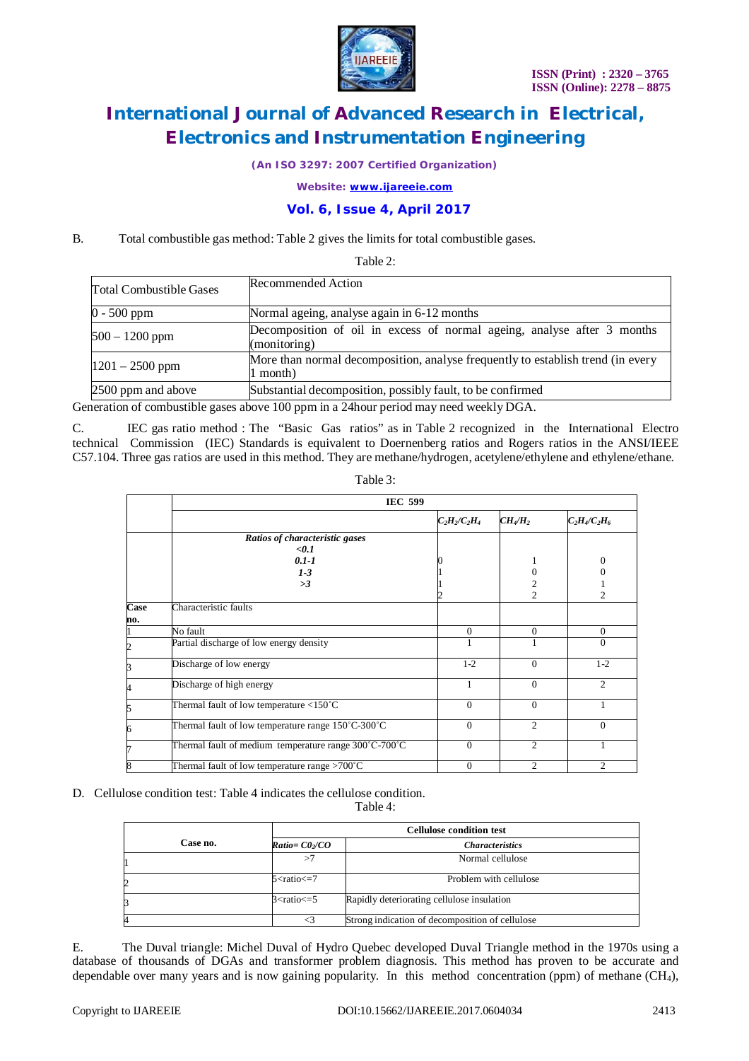B. Total combustible gas method: Table 2 gives the limits for total combustible gases.

Table 2:

| Total Combustible Gases | Recommended Action |
|---|---|
| 0 - 500 ppm | Normal ageing, analyse again in 6-12 months |
| 500 – 1200 ppm | Decomposition of oil in excess of normal ageing, analyse after 3 months (monitoring) |
| 1201 – 2500 ppm | More than normal decomposition, analyse frequently to establish trend (in every 1 month) |
| 2500 ppm and above | Substantial decomposition, possibly fault, to be confirmed |

Generation of combustible gases above 100 ppm in a 24hour period may need weekly DGA.

C. IEC gas ratio method : The "Basic Gas ratios" as in Table 2 recognized in the International Electro technical Commission (IEC) Standards is equivalent to Doernenberg ratios and Rogers ratios in the ANSI/IEEE C57.104. Three gas ratios are used in this method. They are methane/hydrogen, acetylene/ethylene and ethylene/ethane.

Table 3:

| | IEC 599 | | | |
|---|---|---|---|---|
| | | $C_2H_2/C_2H_4$ | $CH_4/H_2$ | $C_2H_4/C_2H_6$ |
| | ***Ratios of characteristic gases*** | | | |
| | ***<0.1*** | 0 | 1 | 0 |
| | ***0.1-1*** | 1 | 0 | 0 |
| | ***1-3*** | 1 | 2 | 1 |
| | ***>3*** | 2 | 2 | 2 |
| **Case no.** | Characteristic faults | | | |
| 1 | No fault | 0 | 0 | 0 |
| 2 | Partial discharge of low energy density | 1 | 1 | 0 |
| 3 | Discharge of low energy | 1-2 | 0 | 1-2 |
| 4 | Discharge of high energy | 1 | 0 | 2 |
| 5 | Thermal fault of low temperature <150˚C | 0 | 0 | 1 |
| 6 | Thermal fault of low temperature range 150˚C-300˚C | 0 | 2 | 0 |
| 7 | Thermal fault of medium temperature range 300˚C-700˚C | 0 | 2 | 1 |
| 8 | Thermal fault of low temperature range >700˚C | 0 | 2 | 2 |

D. Cellulose condition test: Table 4 indicates the cellulose condition.

Table 4:

| Case no. | Cellulose condition test | |
|---|---|---|
| | ***Ratio=*** $CO_2/CO$ | ***Characteristics*** |
| 1 | >7 | Normal cellulose |
| 2 | 5<ratio<=7 | Problem with cellulose |
| 3 | 3<ratio<=5 | Rapidly deteriorating cellulose insulation |
| 4 | <3 | Strong indication of decomposition of cellulose |

E. The Duval triangle: Michel Duval of Hydro Quebec developed Duval Triangle method in the 1970s using a database of thousands of DGAs and transformer problem diagnosis. This method has proven to be accurate and dependable over many years and is now gaining popularity. In this method concentration (ppm) of methane ($CH_4$),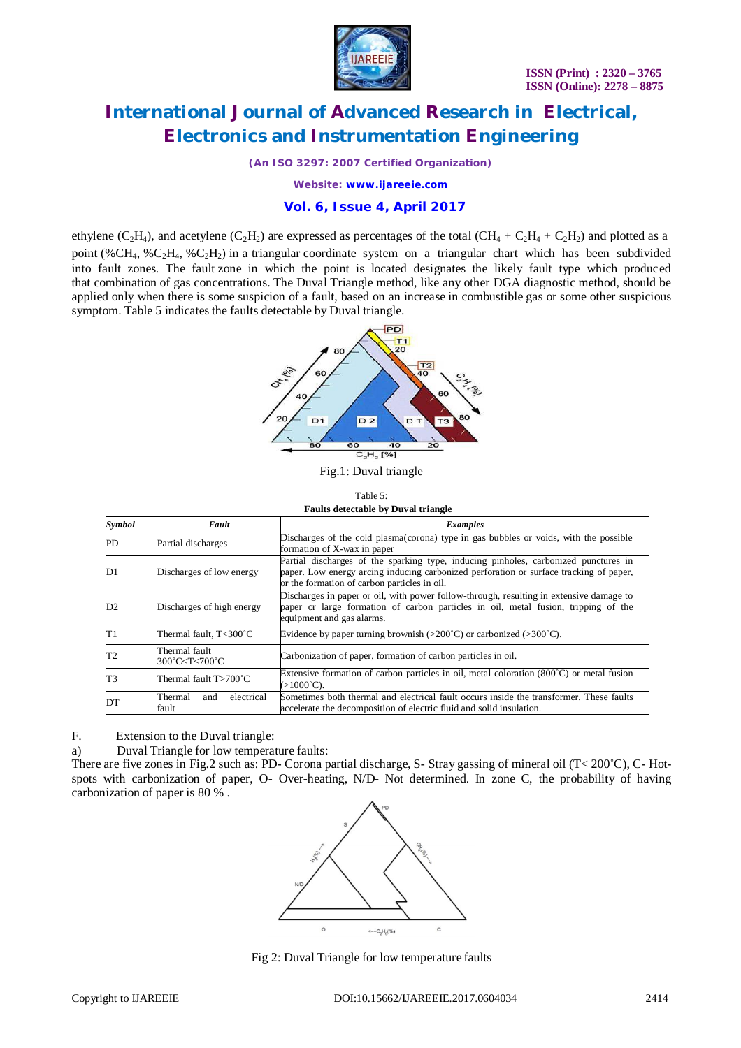ethylene ($C_2H_4$), and acetylene ($C_2H_2$) are expressed as percentages of the total ($CH_4$ + $C_2H_4$ + $C_2H_2$) and plotted as a point (%$CH_4$, %$C_2H_4$, %$C_2H_2$) in a triangular coordinate system on a triangular chart which has been subdivided into fault zones. The fault zone in which the point is located designates the likely fault type which produced that combination of gas concentrations. The Duval Triangle method, like any other DGA diagnostic method, should be applied only when there is some suspicion of a fault, based on an increase in combustible gas or some other suspicious symptom. Table 5 indicates the faults detectable by Duval triangle.

Fig.1: Duval triangle

Table 5:

| Faults detectable by Duval triangle | | |
|---|---|---|
| ***Symbol*** | ***Fault*** | ***Examples*** |
| PD | Partial discharges | Discharges of the cold plasma(corona) type in gas bubbles or voids, with the possible formation of X-wax in paper |
| D1 | Discharges of low energy | Partial discharges of the sparking type, inducing pinholes, carbonized punctures in paper. Low energy arcing inducing carbonized perforation or surface tracking of paper, or the formation of carbon particles in oil. |
| D2 | Discharges of high energy | Discharges in paper or oil, with power follow-through, resulting in extensive damage to paper or large formation of carbon particles in oil, metal fusion, tripping of the equipment and gas alarms. |
| T1 | Thermal fault, T<300˚C | Evidence by paper turning brownish (>200˚C) or carbonized (>300˚C). |
| T2 | Thermal fault 300˚C<T<700˚C | Carbonization of paper, formation of carbon particles in oil. |
| T3 | Thermal fault T>700˚C | Extensive formation of carbon particles in oil, metal coloration (800˚C) or metal fusion (>1000˚C). |
| DT | Thermal and electrical fault | Sometimes both thermal and electrical fault occurs inside the transformer. These faults accelerate the decomposition of electric fluid and solid insulation. |

F. Extension to the Duval triangle:

a) Duval Triangle for low temperature faults:

There are five zones in Fig.2 such as: PD- Corona partial discharge, S- Stray gassing of mineral oil (T< 200˚C), C- Hot-spots with carbonization of paper, O- Over-heating, N/D- Not determined. In zone C, the probability of having carbonization of paper is 80 % .

Fig 2: Duval Triangle for low temperature faults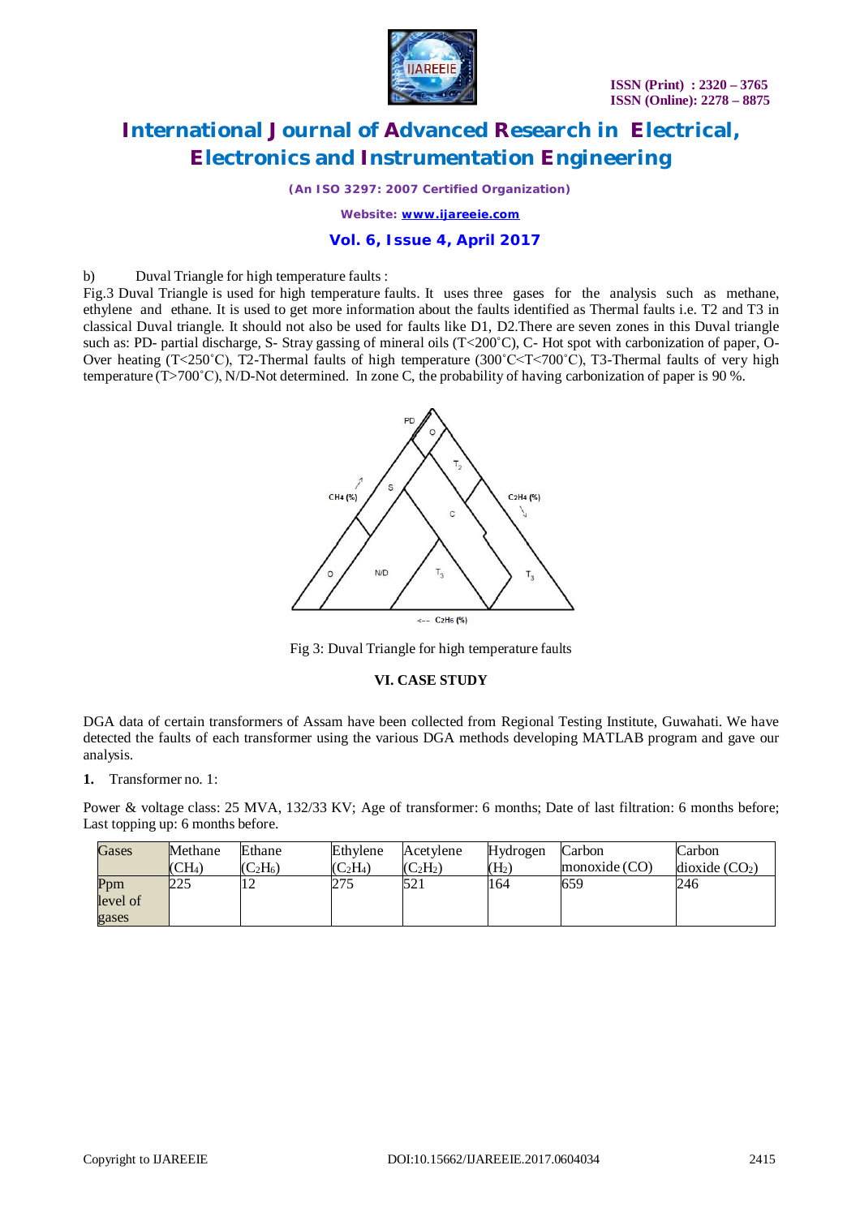b) Duval Triangle for high temperature faults :

Fig.3 Duval Triangle is used for high temperature faults. It uses three gases for the analysis such as methane, ethylene and ethane. It is used to get more information about the faults identified as Thermal faults i.e. T2 and T3 in classical Duval triangle. It should not also be used for faults like D1, D2.There are seven zones in this Duval triangle such as: PD- partial discharge, S- Stray gassing of mineral oils (T<200˚C), C- Hot spot with carbonization of paper, O-Over heating (T<250˚C), T2-Thermal faults of high temperature (300˚C<T<700˚C), T3-Thermal faults of very high temperature (T>700˚C), N/D-Not determined. In zone C, the probability of having carbonization of paper is 90 %.

Fig 3: Duval Triangle for high temperature faults

## VI. CASE STUDY

DGA data of certain transformers of Assam have been collected from Regional Testing Institute, Guwahati. We have detected the faults of each transformer using the various DGA methods developing MATLAB program and gave our analysis.

**1.** Transformer no. 1:

Power & voltage class: 25 MVA, 132/33 KV; Age of transformer: 6 months; Date of last filtration: 6 months before; Last topping up: 6 months before.

| Gases | Methane ($CH_4$) | Ethane ($C_2H_6$) | Ethylene ($C_2H_4$) | Acetylene ($C_2H_2$) | Hydrogen ($H_2$) | Carbon monoxide (CO) | Carbon dioxide ($CO_2$) |
|---|---|---|---|---|---|---|---|
| Ppm level of gases | 225 | 12 | 275 | 521 | 164 | 659 | 246 |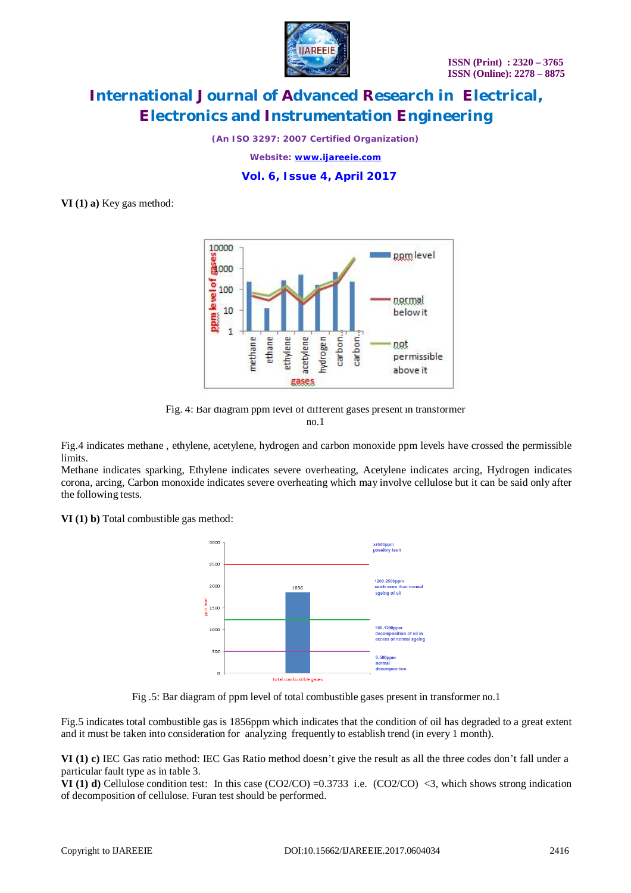**VI (1) a)** Key gas method:

Fig. 4: Bar diagram ppm level of different gases present in transformer no.1

Fig.4 indicates methane , ethylene, acetylene, hydrogen and carbon monoxide ppm levels have crossed the permissible limits.

Methane indicates sparking, Ethylene indicates severe overheating, Acetylene indicates arcing, Hydrogen indicates corona, arcing, Carbon monoxide indicates severe overheating which may involve cellulose but it can be said only after the following tests.

**VI (1) b)** Total combustible gas method:

Fig .5: Bar diagram of ppm level of total combustible gases present in transformer no.1

Fig.5 indicates total combustible gas is 1856ppm which indicates that the condition of oil has degraded to a great extent and it must be taken into consideration for analyzing frequently to establish trend (in every 1 month).

**VI (1) c)** IEC Gas ratio method: IEC Gas Ratio method doesn't give the result as all the three codes don't fall under a particular fault type as in table 3.

**VI (1) d)** Cellulose condition test: In this case $(CO_2/CO) = 0.3733$ i.e. $(CO_2/CO) < 3$, which shows strong indication of decomposition of cellulose. Furan test should be performed.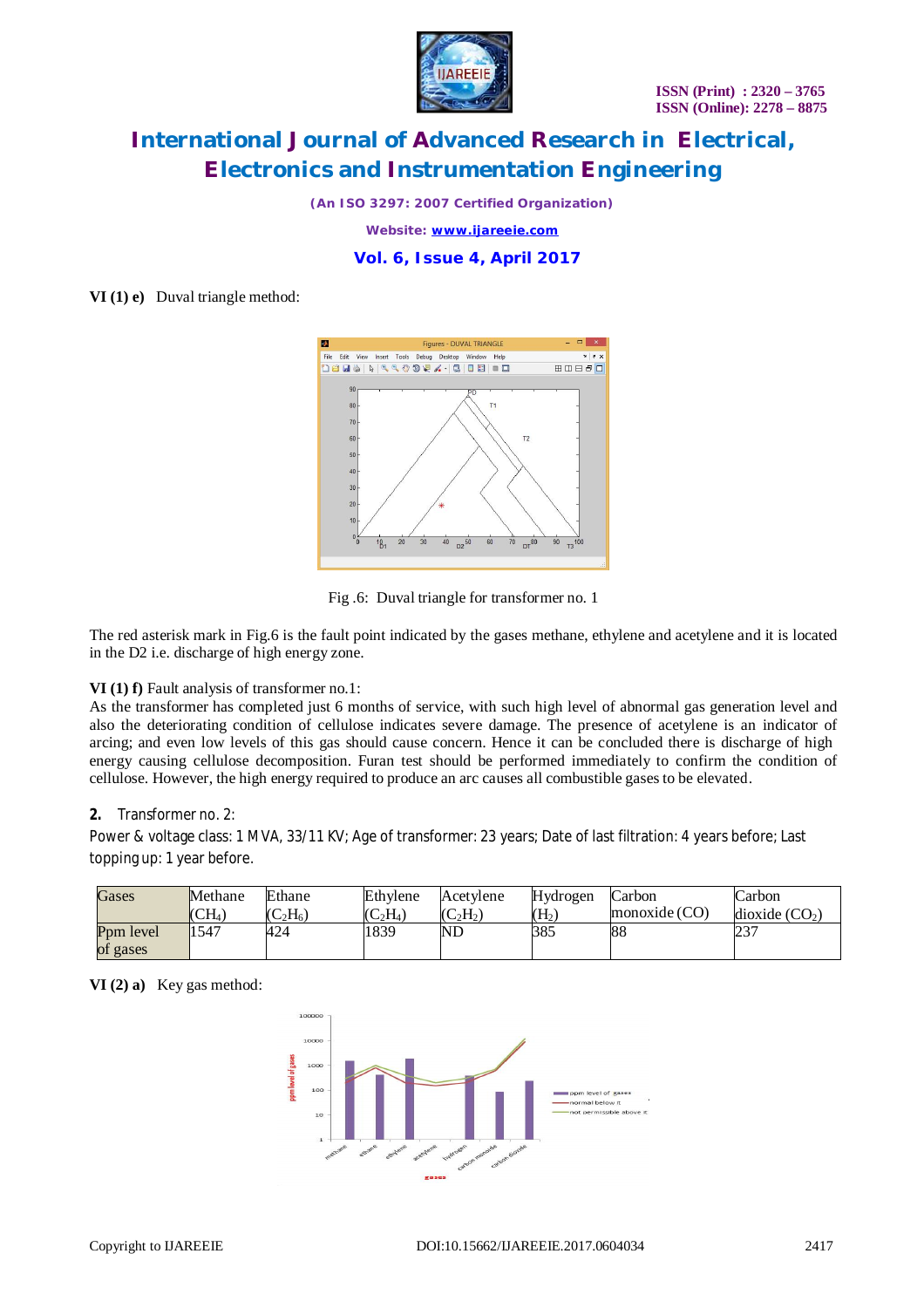**VI (1) e)** Duval triangle method:

Fig .6: Duval triangle for transformer no. 1

The red asterisk mark in Fig.6 is the fault point indicated by the gases methane, ethylene and acetylene and it is located in the D2 i.e. discharge of high energy zone.

**VI (1) f)** Fault analysis of transformer no.1:

As the transformer has completed just 6 months of service, with such high level of abnormal gas generation level and also the deteriorating condition of cellulose indicates severe damage. The presence of acetylene is an indicator of arcing; and even low levels of this gas should cause concern. Hence it can be concluded there is discharge of high energy causing cellulose decomposition. Furan test should be performed immediately to confirm the condition of cellulose. However, the high energy required to produce an arc causes all combustible gases to be elevated.

**2.** Transformer no. 2:

Power & voltage class: 1 MVA, 33/11 KV; Age of transformer: 23 years; Date of last filtration: 4 years before; Last topping up: 1 year before.

| Gases | Methane ($CH_4$) | Ethane ($C_2H_6$) | Ethylene ($C_2H_4$) | Acetylene ($C_2H_2$) | Hydrogen ($H_2$) | Carbon monoxide (CO) | Carbon dioxide ($CO_2$) |
|---|---|---|---|---|---|---|---|
| Ppm level of gases | 1547 | 424 | 1839 | ND | 385 | 88 | 237 |

**VI (2) a)** Key gas method: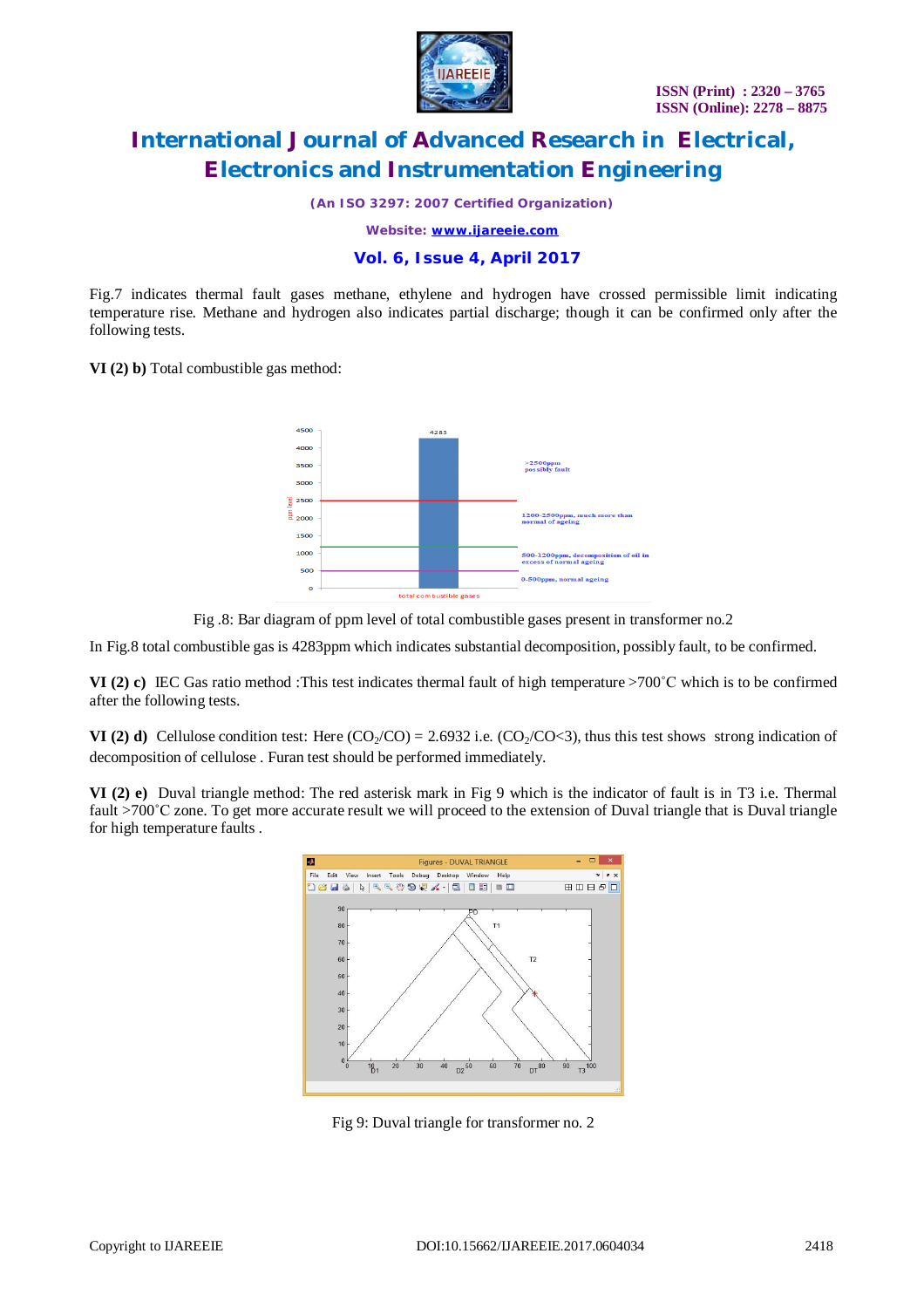Fig.7 indicates thermal fault gases methane, ethylene and hydrogen have crossed permissible limit indicating temperature rise. Methane and hydrogen also indicates partial discharge; though it can be confirmed only after the following tests.

**VI (2) b)** Total combustible gas method:

Fig .8: Bar diagram of ppm level of total combustible gases present in transformer no.2

In Fig.8 total combustible gas is 4283ppm which indicates substantial decomposition, possibly fault, to be confirmed.

**VI (2) c)** IEC Gas ratio method :This test indicates thermal fault of high temperature >700˚C which is to be confirmed after the following tests.

**VI (2) d)** Cellulose condition test: Here ($CO_2$/CO) = 2.6932 i.e. ($CO_2$/CO<3), thus this test shows strong indication of decomposition of cellulose . Furan test should be performed immediately.

**VI (2) e)** Duval triangle method: The red asterisk mark in Fig 9 which is the indicator of fault is in T3 i.e. Thermal fault >700˚C zone. To get more accurate result we will proceed to the extension of Duval triangle that is Duval triangle for high temperature faults .

Fig 9: Duval triangle for transformer no. 2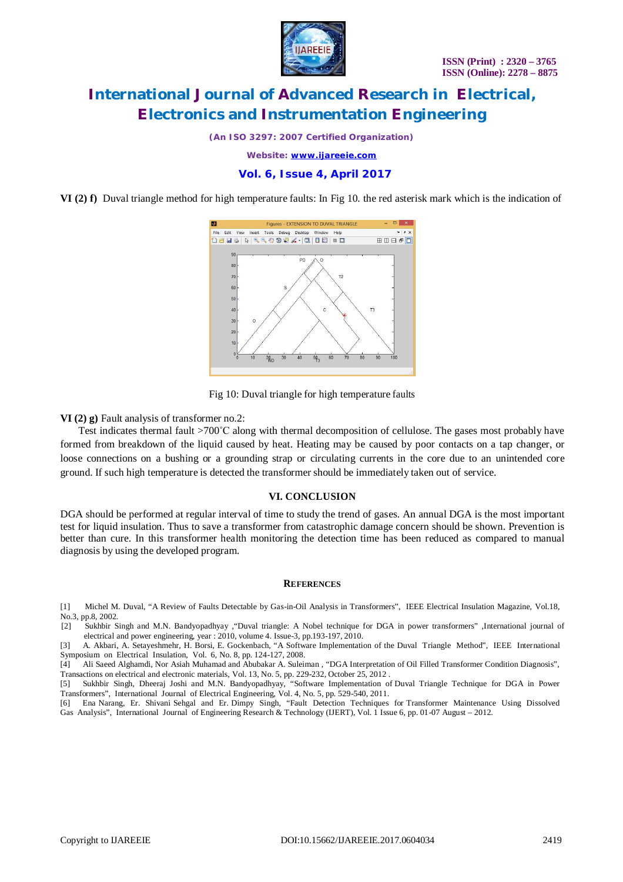**VI (2) f)** Duval triangle method for high temperature faults: In Fig 10. the red asterisk mark which is the indication of

Figures - EXTENSION TO DUVAL TRIANGLE

File Edit View Insert Tools Debug Desktop Window Help

90
80
70
60
50
40
30
20
10
0

0 10 20 30 40 50 60 70 80 90 100

PD D T2 S C T3 O ND T3

Fig 10: Duval triangle for high temperature faults

**VI (2) g)** Fault analysis of transformer no.2:

Test indicates thermal fault >700˚C along with thermal decomposition of cellulose. The gases most probably have formed from breakdown of the liquid caused by heat. Heating may be caused by poor contacts on a tap changer, or loose connections on a bushing or a grounding strap or circulating currents in the core due to an unintended core ground. If such high temperature is detected the transformer should be immediately taken out of service.

## VI. CONCLUSION

DGA should be performed at regular interval of time to study the trend of gases. An annual DGA is the most important test for liquid insulation. Thus to save a transformer from catastrophic damage concern should be shown. Prevention is better than cure. In this transformer health monitoring the detection time has been reduced as compared to manual diagnosis by using the developed program.

## REFERENCES

[1] Michel M. Duval, "A Review of Faults Detectable by Gas-in-Oil Analysis in Transformers", IEEE Electrical Insulation Magazine, Vol.18, No.3, pp.8, 2002.

[2] Sukhbir Singh and M.N. Bandyopadhyay ,"Duval triangle: A Nobel technique for DGA in power transformers" ,International journal of electrical and power engineering, year : 2010, volume 4. Issue-3, pp.193-197, 2010.

[3] A. Akbari, A. Setayeshmehr, H. Borsi, E. Gockenbach, "A Software Implementation of the Duval Triangle Method", IEEE International Symposium on Electrical Insulation, Vol. 6, No. 8, pp. 124-127, 2008.

[4] Ali Saeed Alghamdi, Nor Asiah Muhamad and Abubakar A. Suleiman , "DGA Interpretation of Oil Filled Transformer Condition Diagnosis", Transactions on electrical and electronic materials, Vol. 13, No. 5, pp. 229-232, October 25, 2012 .

[5] Sukhbir Singh, Dheeraj Joshi and M.N. Bandyopadhyay, "Software Implementation of Duval Triangle Technique for DGA in Power Transformers", International Journal of Electrical Engineering, Vol. 4, No. 5, pp. 529-540, 2011.

[6] Ena Narang, Er. Shivani Sehgal and Er. Dimpy Singh, "Fault Detection Techniques for Transformer Maintenance Using Dissolved Gas Analysis", International Journal of Engineering Research & Technology (IJERT), Vol. 1 Issue 6, pp. 01-07 August – 2012.